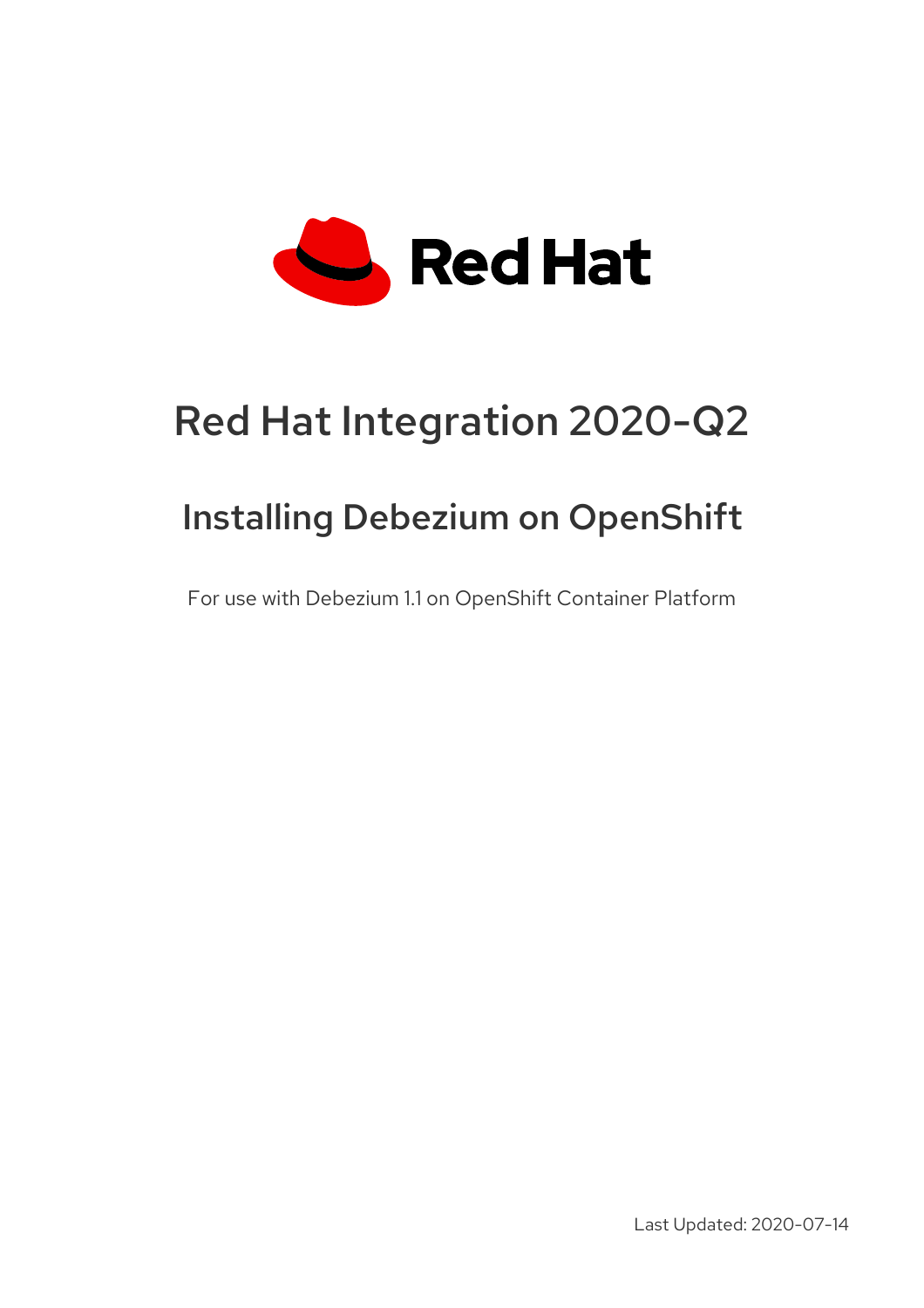Red Hat

# Red Hat Integration 2020-Q2

## Installing Debezium on OpenShift

For use with Debezium 1.1 on OpenShift Container Platform

Last Updated: 2020-07-14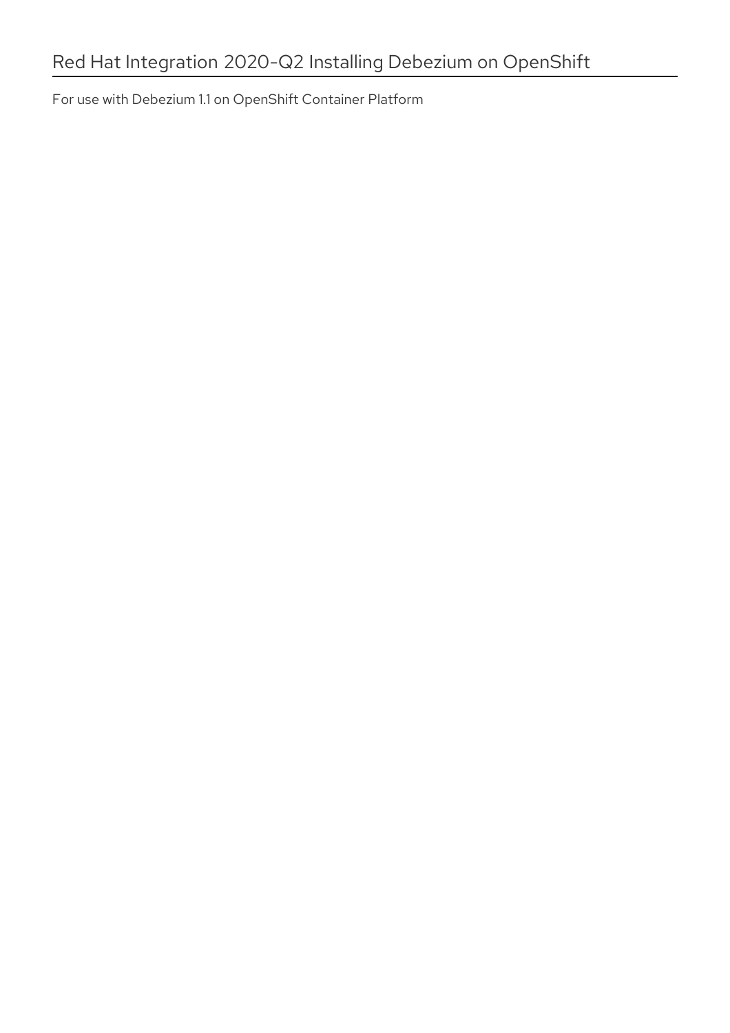# Red Hat Integration 2020-Q2 Installing Debezium on OpenShift

For use with Debezium 1.1 on OpenShift Container Platform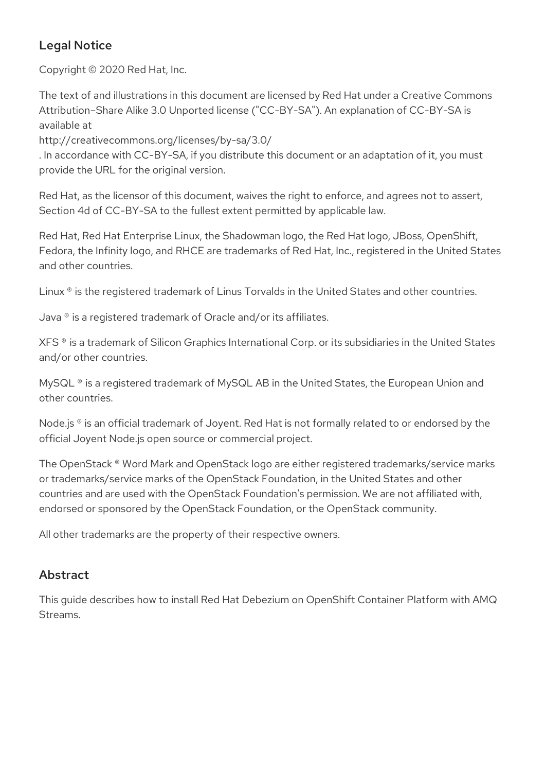## Legal Notice

Copyright © 2020 Red Hat, Inc.

The text of and illustrations in this document are licensed by Red Hat under a Creative Commons Attribution–Share Alike 3.0 Unported license ("CC-BY-SA"). An explanation of CC-BY-SA is available at
http://creativecommons.org/licenses/by-sa/3.0/
. In accordance with CC-BY-SA, if you distribute this document or an adaptation of it, you must provide the URL for the original version.

Red Hat, as the licensor of this document, waives the right to enforce, and agrees not to assert, Section 4d of CC-BY-SA to the fullest extent permitted by applicable law.

Red Hat, Red Hat Enterprise Linux, the Shadowman logo, the Red Hat logo, JBoss, OpenShift, Fedora, the Infinity logo, and RHCE are trademarks of Red Hat, Inc., registered in the United States and other countries.

Linux ® is the registered trademark of Linus Torvalds in the United States and other countries.

Java ® is a registered trademark of Oracle and/or its affiliates.

XFS ® is a trademark of Silicon Graphics International Corp. or its subsidiaries in the United States and/or other countries.

MySQL ® is a registered trademark of MySQL AB in the United States, the European Union and other countries.

Node.js ® is an official trademark of Joyent. Red Hat is not formally related to or endorsed by the official Joyent Node.js open source or commercial project.

The OpenStack ® Word Mark and OpenStack logo are either registered trademarks/service marks or trademarks/service marks of the OpenStack Foundation, in the United States and other countries and are used with the OpenStack Foundation's permission. We are not affiliated with, endorsed or sponsored by the OpenStack Foundation, or the OpenStack community.

All other trademarks are the property of their respective owners.

## Abstract

This guide describes how to install Red Hat Debezium on OpenShift Container Platform with AMQ Streams.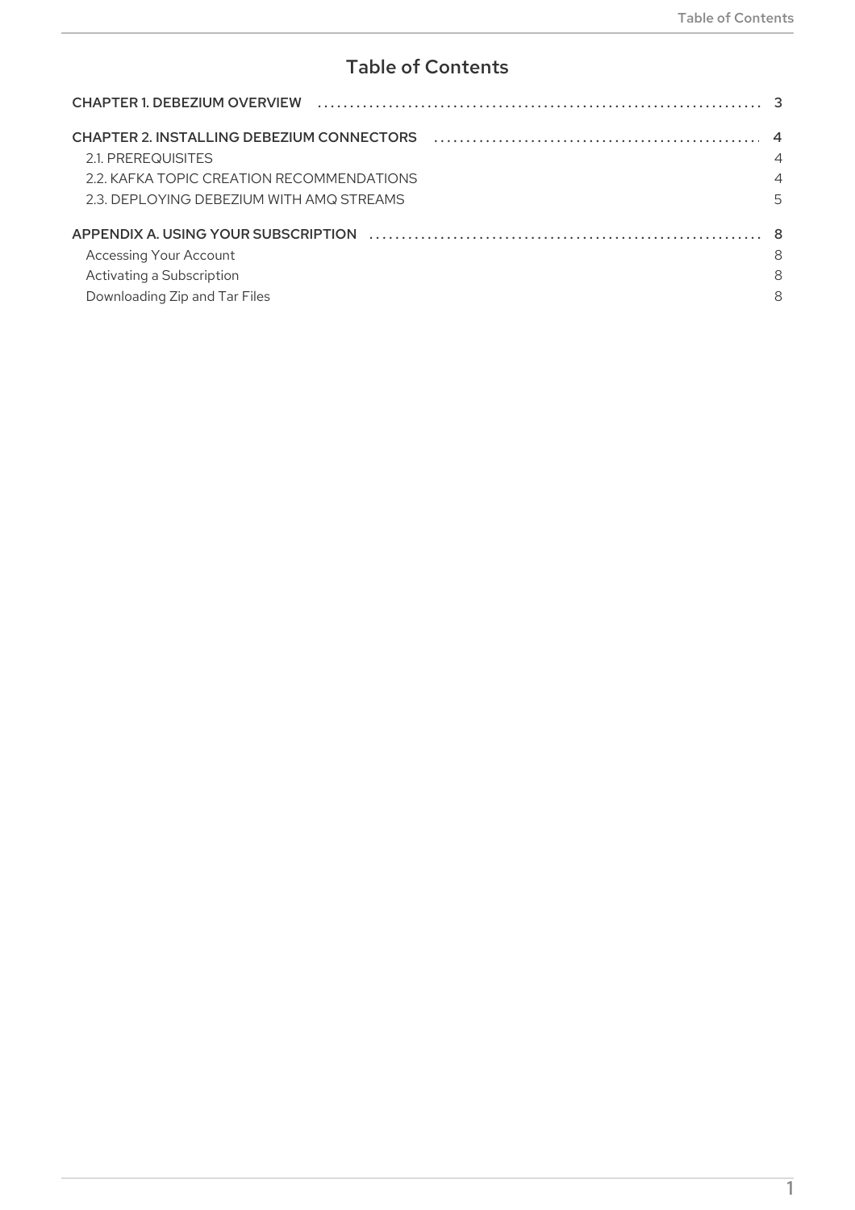# Table of Contents

CHAPTER 1. DEBEZIUM OVERVIEW ..... 3

CHAPTER 2. INSTALLING DEBEZIUM CONNECTORS ..... 4
- 2.1. PREREQUISITES ..... 4
- 2.2. KAFKA TOPIC CREATION RECOMMENDATIONS ..... 4
- 2.3. DEPLOYING DEBEZIUM WITH AMQ STREAMS ..... 5

APPENDIX A. USING YOUR SUBSCRIPTION ..... 8
- Accessing Your Account ..... 8
- Activating a Subscription ..... 8
- Downloading Zip and Tar Files ..... 8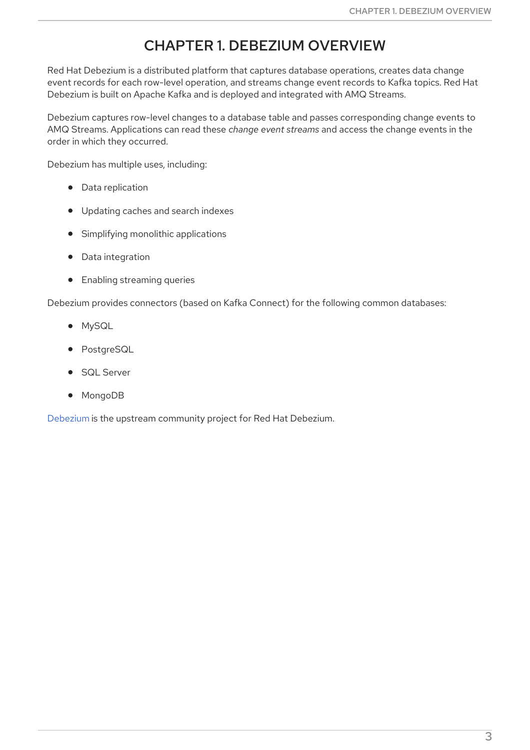# CHAPTER 1. DEBEZIUM OVERVIEW

Red Hat Debezium is a distributed platform that captures database operations, creates data change event records for each row-level operation, and streams change event records to Kafka topics. Red Hat Debezium is built on Apache Kafka and is deployed and integrated with AMQ Streams.

Debezium captures row-level changes to a database table and passes corresponding change events to AMQ Streams. Applications can read these *change event streams* and access the change events in the order in which they occurred.

Debezium has multiple uses, including:

- Data replication
- Updating caches and search indexes
- Simplifying monolithic applications
- Data integration
- Enabling streaming queries

Debezium provides connectors (based on Kafka Connect) for the following common databases:

- MySQL
- PostgreSQL
- SQL Server
- MongoDB

Debezium is the upstream community project for Red Hat Debezium.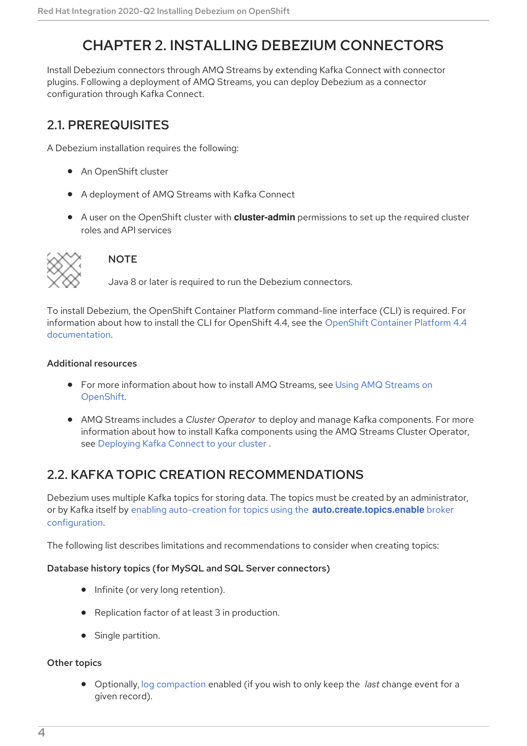# CHAPTER 2. INSTALLING DEBEZIUM CONNECTORS

Install Debezium connectors through AMQ Streams by extending Kafka Connect with connector plugins. Following a deployment of AMQ Streams, you can deploy Debezium as a connector configuration through Kafka Connect.

## 2.1. PREREQUISITES

A Debezium installation requires the following:

- An OpenShift cluster
- A deployment of AMQ Streams with Kafka Connect
- A user on the OpenShift cluster with **cluster-admin** permissions to set up the required cluster roles and API services

> **NOTE**
>
> Java 8 or later is required to run the Debezium connectors.

To install Debezium, the OpenShift Container Platform command-line interface (CLI) is required. For information about how to install the CLI for OpenShift 4.4, see the OpenShift Container Platform 4.4 documentation.

#### Additional resources

- For more information about how to install AMQ Streams, see Using AMQ Streams on OpenShift.
- AMQ Streams includes a *Cluster Operator* to deploy and manage Kafka components. For more information about how to install Kafka components using the AMQ Streams Cluster Operator, see Deploying Kafka Connect to your cluster .

## 2.2. KAFKA TOPIC CREATION RECOMMENDATIONS

Debezium uses multiple Kafka topics for storing data. The topics must be created by an administrator, or by Kafka itself by enabling auto-creation for topics using the **auto.create.topics.enable** broker configuration.

The following list describes limitations and recommendations to consider when creating topics:

#### Database history topics (for MySQL and SQL Server connectors)

- Infinite (or very long retention).
- Replication factor of at least 3 in production.
- Single partition.

#### Other topics

- Optionally, log compaction enabled (if you wish to only keep the *last* change event for a given record).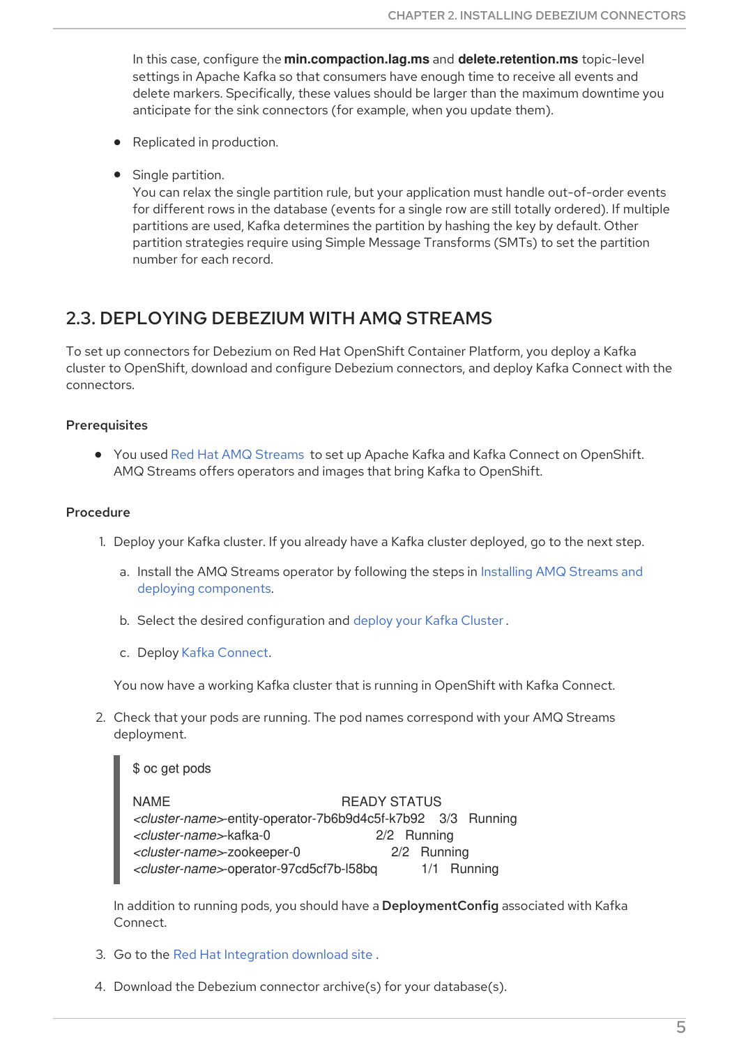In this case, configure the **min.compaction.lag.ms** and **delete.retention.ms** topic-level settings in Apache Kafka so that consumers have enough time to receive all events and delete markers. Specifically, these values should be larger than the maximum downtime you anticipate for the sink connectors (for example, when you update them).

- Replicated in production.
- Single partition.
  You can relax the single partition rule, but your application must handle out-of-order events for different rows in the database (events for a single row are still totally ordered). If multiple partitions are used, Kafka determines the partition by hashing the key by default. Other partition strategies require using Simple Message Transforms (SMTs) to set the partition number for each record.

## 2.3. DEPLOYING DEBEZIUM WITH AMQ STREAMS

To set up connectors for Debezium on Red Hat OpenShift Container Platform, you deploy a Kafka cluster to OpenShift, download and configure Debezium connectors, and deploy Kafka Connect with the connectors.

### Prerequisites

- You used Red Hat AMQ Streams to set up Apache Kafka and Kafka Connect on OpenShift. AMQ Streams offers operators and images that bring Kafka to OpenShift.

### Procedure

1. Deploy your Kafka cluster. If you already have a Kafka cluster deployed, go to the next step.
   a. Install the AMQ Streams operator by following the steps in Installing AMQ Streams and deploying components.
   b. Select the desired configuration and deploy your Kafka Cluster .
   c. Deploy Kafka Connect.

   You now have a working Kafka cluster that is running in OpenShift with Kafka Connect.

2. Check that your pods are running. The pod names correspond with your AMQ Streams deployment.

```
$ oc get pods

NAME                                                    READY STATUS
<cluster-name>-entity-operator-7b6b9d4c5f-k7b92    3/3   Running
<cluster-name>-kafka-0                             2/2   Running
<cluster-name>-zookeeper-0                         2/2   Running
<cluster-name>-operator-97cd5cf7b-l58bq            1/1   Running
```

   In addition to running pods, you should have a **DeploymentConfig** associated with Kafka Connect.

3. Go to the Red Hat Integration download site .
4. Download the Debezium connector archive(s) for your database(s).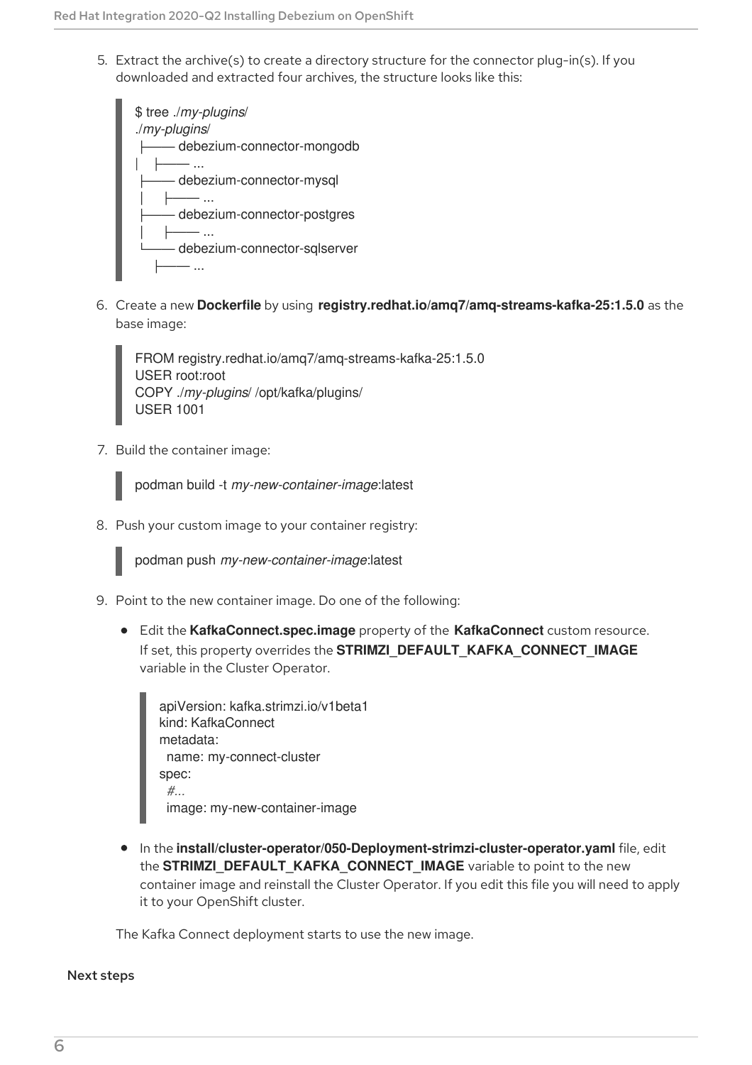5. Extract the archive(s) to create a directory structure for the connector plug-in(s). If you downloaded and extracted four archives, the structure looks like this:

   ```
   $ tree ./my-plugins/
   ./my-plugins/
   ├── debezium-connector-mongodb
   |   ├── ...
   ├── debezium-connector-mysql
   │   ├── ...
   ├── debezium-connector-postgres
   │   ├── ...
   └── debezium-connector-sqlserver
       ├── ...
   ```

6. Create a new **Dockerfile** by using **registry.redhat.io/amq7/amq-streams-kafka-25:1.5.0** as the base image:

   ```
   FROM registry.redhat.io/amq7/amq-streams-kafka-25:1.5.0
   USER root:root
   COPY ./my-plugins/ /opt/kafka/plugins/
   USER 1001
   ```

7. Build the container image:

   ```
   podman build -t my-new-container-image:latest
   ```

8. Push your custom image to your container registry:

   ```
   podman push my-new-container-image:latest
   ```

9. Point to the new container image. Do one of the following:

   - Edit the **KafkaConnect.spec.image** property of the **KafkaConnect** custom resource. If set, this property overrides the **STRIMZI_DEFAULT_KAFKA_CONNECT_IMAGE** variable in the Cluster Operator.

     ```
     apiVersion: kafka.strimzi.io/v1beta1
     kind: KafkaConnect
     metadata:
       name: my-connect-cluster
     spec:
       #...
       image: my-new-container-image
     ```

   - In the **install/cluster-operator/050-Deployment-strimzi-cluster-operator.yaml** file, edit the **STRIMZI_DEFAULT_KAFKA_CONNECT_IMAGE** variable to point to the new container image and reinstall the Cluster Operator. If you edit this file you will need to apply it to your OpenShift cluster.

   The Kafka Connect deployment starts to use the new image.

**Next steps**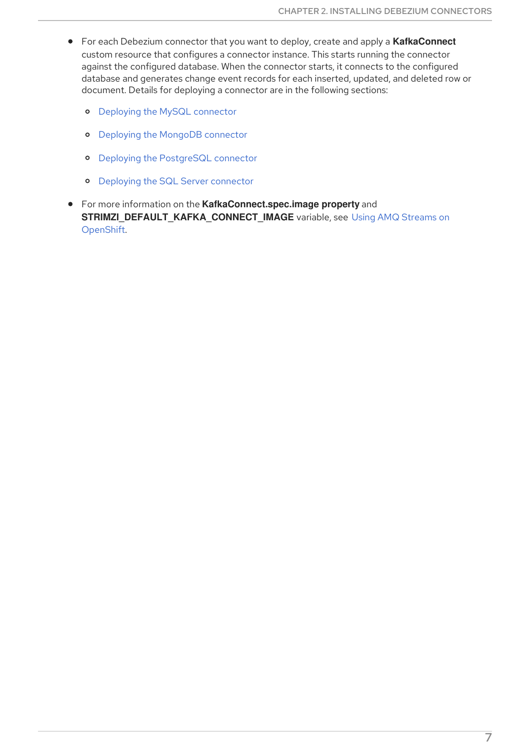- For each Debezium connector that you want to deploy, create and apply a **KafkaConnect** custom resource that configures a connector instance. This starts running the connector against the configured database. When the connector starts, it connects to the configured database and generates change event records for each inserted, updated, and deleted row or document. Details for deploying a connector are in the following sections:
  - Deploying the MySQL connector
  - Deploying the MongoDB connector
  - Deploying the PostgreSQL connector
  - Deploying the SQL Server connector
- For more information on the **KafkaConnect.spec.image property** and **STRIMZI_DEFAULT_KAFKA_CONNECT_IMAGE** variable, see Using AMQ Streams on OpenShift.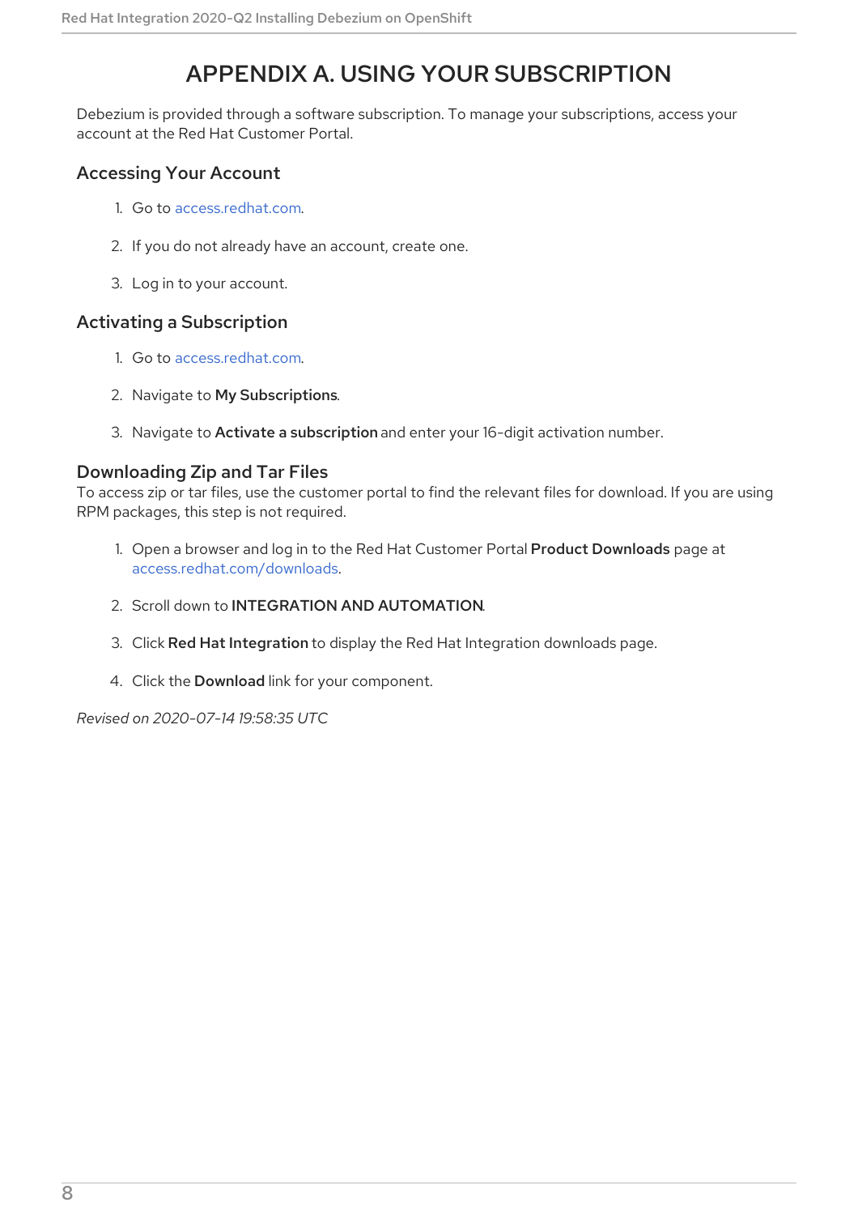# APPENDIX A. USING YOUR SUBSCRIPTION

Debezium is provided through a software subscription. To manage your subscriptions, access your account at the Red Hat Customer Portal.

## Accessing Your Account

1. Go to access.redhat.com.
2. If you do not already have an account, create one.
3. Log in to your account.

## Activating a Subscription

1. Go to access.redhat.com.
2. Navigate to **My Subscriptions**.
3. Navigate to **Activate a subscription** and enter your 16-digit activation number.

## Downloading Zip and Tar Files

To access zip or tar files, use the customer portal to find the relevant files for download. If you are using RPM packages, this step is not required.

1. Open a browser and log in to the Red Hat Customer Portal **Product Downloads** page at access.redhat.com/downloads.
2. Scroll down to **INTEGRATION AND AUTOMATION**.
3. Click **Red Hat Integration** to display the Red Hat Integration downloads page.
4. Click the **Download** link for your component.

*Revised on 2020-07-14 19:58:35 UTC*